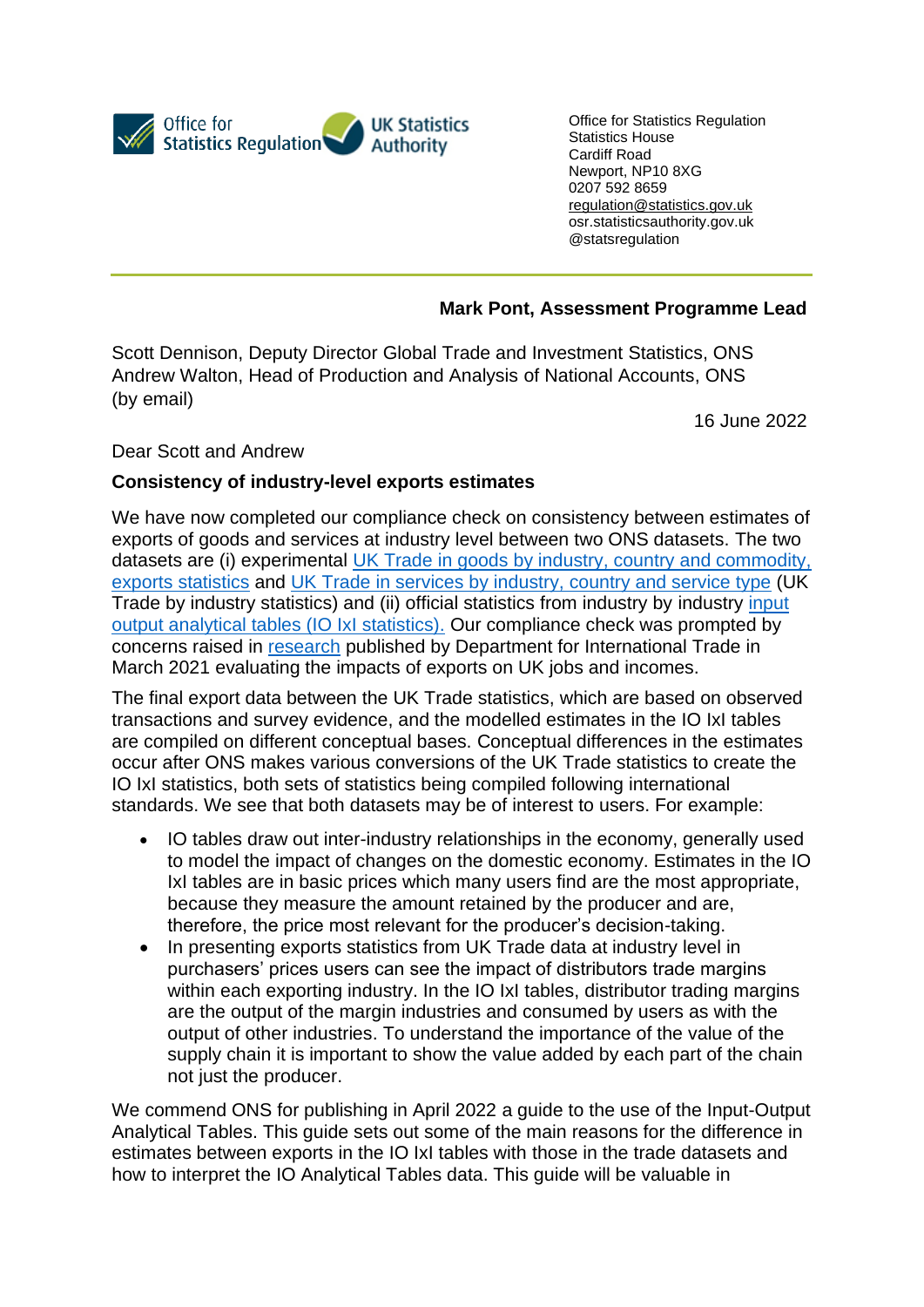Office for Statistics Regulation | UK Statistics Authority

Office for Statistics Regulation
Statistics House
Cardiff Road
Newport, NP10 8XG
0207 592 8659
regulation@statistics.gov.uk
osr.statisticsauthority.gov.uk
@statsregulation

**Mark Pont, Assessment Programme Lead**

Scott Dennison, Deputy Director Global Trade and Investment Statistics, ONS
Andrew Walton, Head of Production and Analysis of National Accounts, ONS
(by email)

16 June 2022

Dear Scott and Andrew

**Consistency of industry-level exports estimates**

We have now completed our compliance check on consistency between estimates of exports of goods and services at industry level between two ONS datasets. The two datasets are (i) experimental UK Trade in goods by industry, country and commodity, exports statistics and UK Trade in services by industry, country and service type (UK Trade by industry statistics) and (ii) official statistics from industry by industry input output analytical tables (IO IxI statistics). Our compliance check was prompted by concerns raised in research published by Department for International Trade in March 2021 evaluating the impacts of exports on UK jobs and incomes.

The final export data between the UK Trade statistics, which are based on observed transactions and survey evidence, and the modelled estimates in the IO IxI tables are compiled on different conceptual bases. Conceptual differences in the estimates occur after ONS makes various conversions of the UK Trade statistics to create the IO IxI statistics, both sets of statistics being compiled following international standards. We see that both datasets may be of interest to users. For example:

- IO tables draw out inter-industry relationships in the economy, generally used to model the impact of changes on the domestic economy. Estimates in the IO IxI tables are in basic prices which many users find are the most appropriate, because they measure the amount retained by the producer and are, therefore, the price most relevant for the producer's decision-taking.
- In presenting exports statistics from UK Trade data at industry level in purchasers' prices users can see the impact of distributors trade margins within each exporting industry. In the IO IxI tables, distributor trading margins are the output of the margin industries and consumed by users as with the output of other industries. To understand the importance of the value of the supply chain it is important to show the value added by each part of the chain not just the producer.

We commend ONS for publishing in April 2022 a guide to the use of the Input-Output Analytical Tables. This guide sets out some of the main reasons for the difference in estimates between exports in the IO IxI tables with those in the trade datasets and how to interpret the IO Analytical Tables data. This guide will be valuable in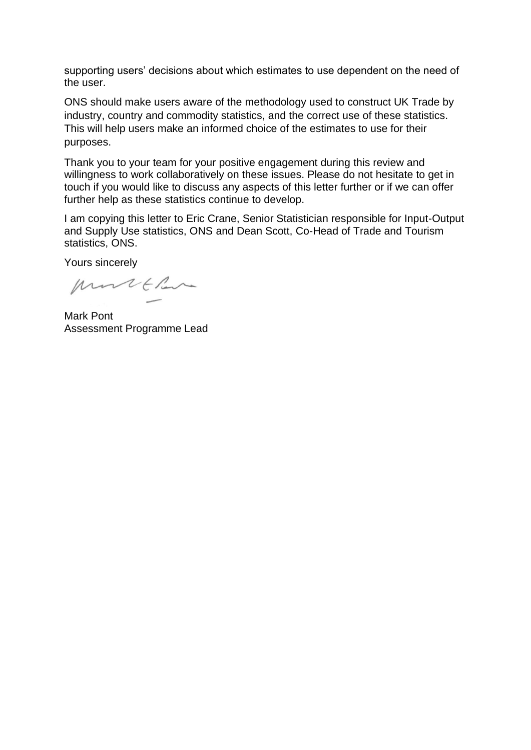supporting users' decisions about which estimates to use dependent on the need of the user.

ONS should make users aware of the methodology used to construct UK Trade by industry, country and commodity statistics, and the correct use of these statistics. This will help users make an informed choice of the estimates to use for their purposes.

Thank you to your team for your positive engagement during this review and willingness to work collaboratively on these issues. Please do not hesitate to get in touch if you would like to discuss any aspects of this letter further or if we can offer further help as these statistics continue to develop.

I am copying this letter to Eric Crane, Senior Statistician responsible for Input-Output and Supply Use statistics, ONS and Dean Scott, Co-Head of Trade and Tourism statistics, ONS.

Yours sincerely

Mark Pont
Assessment Programme Lead